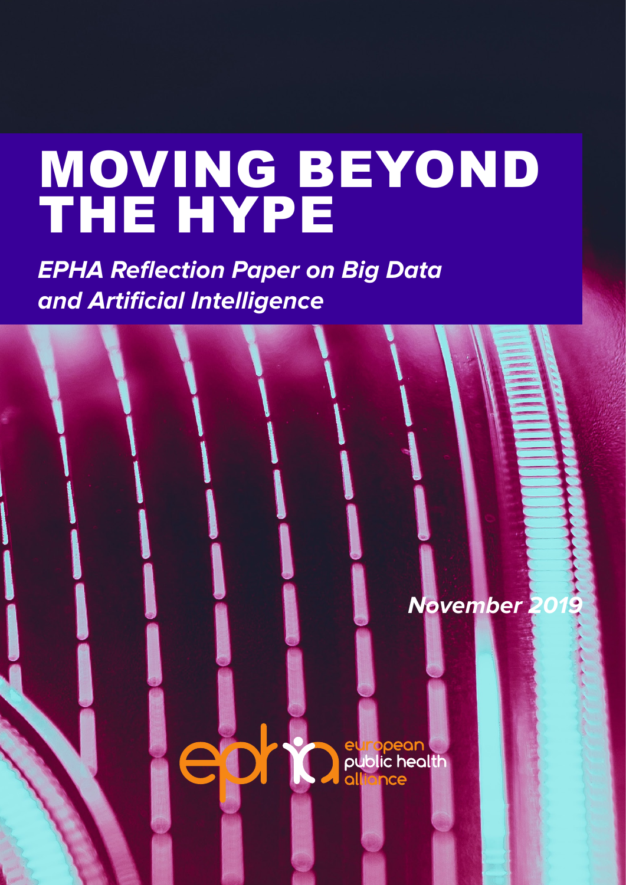# MOVING BEYOND THE HYPE

***EPHA Reflection Paper on Big Data and Artificial Intelligence***

***November 2019***

european public health alliance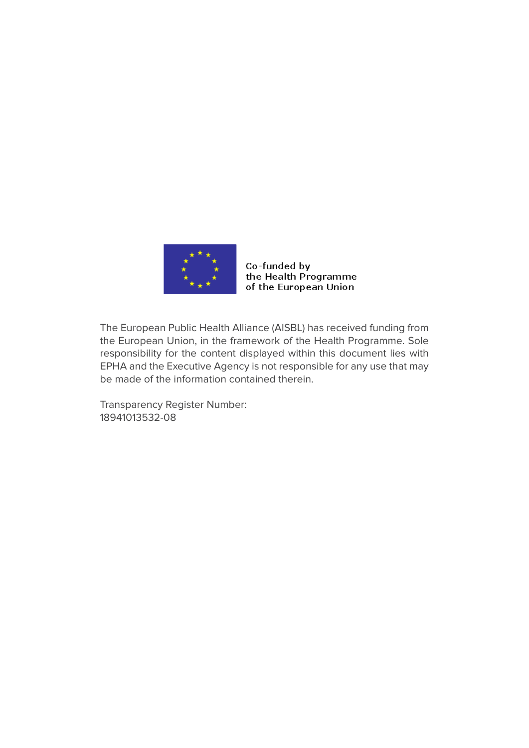Co-funded by
the Health Programme
of the European Union

The European Public Health Alliance (AISBL) has received funding from the European Union, in the framework of the Health Programme. Sole responsibility for the content displayed within this document lies with EPHA and the Executive Agency is not responsible for any use that may be made of the information contained therein.

Transparency Register Number:
18941013532-08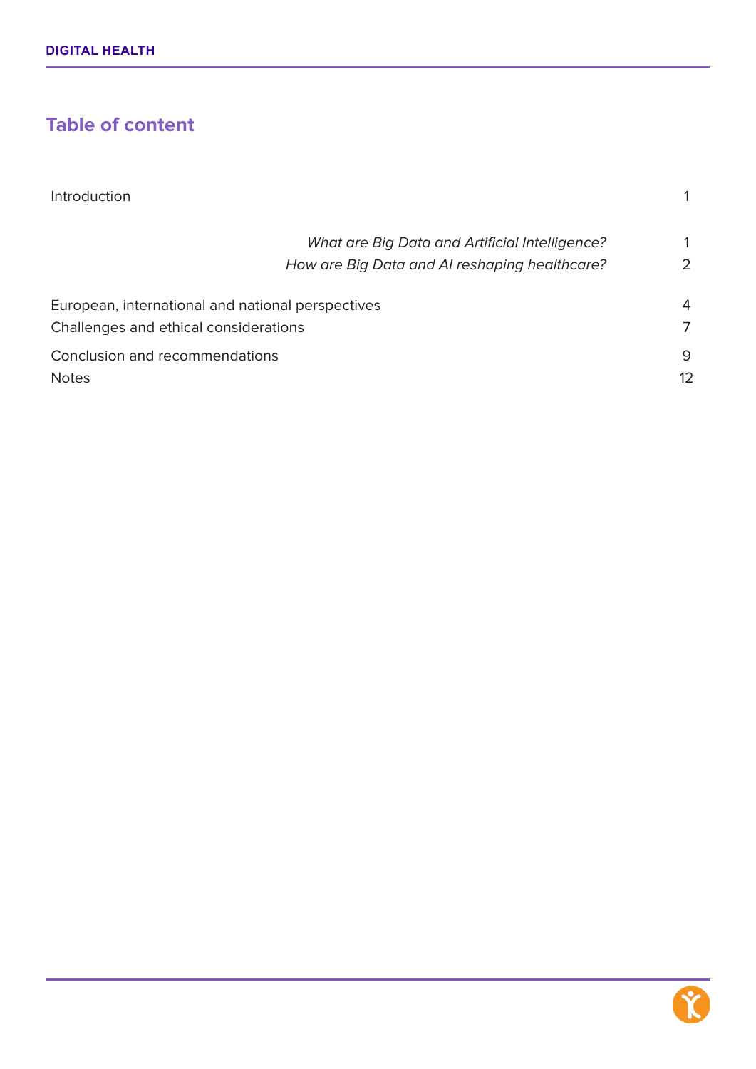## Table of content

| | |
|---|---|
| Introduction | 1 |
| *What are Big Data and Artificial Intelligence?* | 1 |
| *How are Big Data and AI reshaping healthcare?* | 2 |
| European, international and national perspectives | 4 |
| Challenges and ethical considerations | 7 |
| Conclusion and recommendations | 9 |
| Notes | 12 |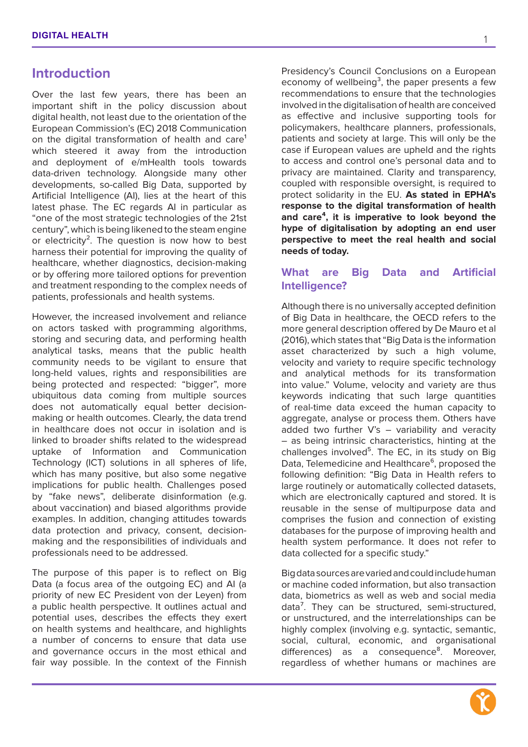## Introduction

Over the last few years, there has been an important shift in the policy discussion about digital health, not least due to the orientation of the European Commission's (EC) 2018 Communication on the digital transformation of health and care[1] which steered it away from the introduction and deployment of e/mHealth tools towards data-driven technology. Alongside many other developments, so-called Big Data, supported by Artificial Intelligence (AI), lies at the heart of this latest phase. The EC regards AI in particular as "one of the most strategic technologies of the 21st century", which is being likened to the steam engine or electricity[2]. The question is now how to best harness their potential for improving the quality of healthcare, whether diagnostics, decision-making or by offering more tailored options for prevention and treatment responding to the complex needs of patients, professionals and health systems.

However, the increased involvement and reliance on actors tasked with programming algorithms, storing and securing data, and performing health analytical tasks, means that the public health community needs to be vigilant to ensure that long-held values, rights and responsibilities are being protected and respected: "bigger", more ubiquitous data coming from multiple sources does not automatically equal better decision-making or health outcomes. Clearly, the data trend in healthcare does not occur in isolation and is linked to broader shifts related to the widespread uptake of Information and Communication Technology (ICT) solutions in all spheres of life, which has many positive, but also some negative implications for public health. Challenges posed by "fake news", deliberate disinformation (e.g. about vaccination) and biased algorithms provide examples. In addition, changing attitudes towards data protection and privacy, consent, decision-making and the responsibilities of individuals and professionals need to be addressed.

The purpose of this paper is to reflect on Big Data (a focus area of the outgoing EC) and AI (a priority of new EC President von der Leyen) from a public health perspective. It outlines actual and potential uses, describes the effects they exert on health systems and healthcare, and highlights a number of concerns to ensure that data use and governance occurs in the most ethical and fair way possible. In the context of the Finnish Presidency's Council Conclusions on a European economy of wellbeing[3], the paper presents a few recommendations to ensure that the technologies involved in the digitalisation of health are conceived as effective and inclusive supporting tools for policymakers, healthcare planners, professionals, patients and society at large. This will only be the case if European values are upheld and the rights to access and control one's personal data and to privacy are maintained. Clarity and transparency, coupled with responsible oversight, is required to protect solidarity in the EU. **As stated in EPHA's response to the digital transformation of health and care[4], it is imperative to look beyond the hype of digitalisation by adopting an end user perspective to meet the real health and social needs of today.**

### What are Big Data and Artificial Intelligence?

Although there is no universally accepted definition of Big Data in healthcare, the OECD refers to the more general description offered by De Mauro et al (2016), which states that "Big Data is the information asset characterized by such a high volume, velocity and variety to require specific technology and analytical methods for its transformation into value." Volume, velocity and variety are thus keywords indicating that such large quantities of real-time data exceed the human capacity to aggregate, analyse or process them. Others have added two further V's – variability and veracity – as being intrinsic characteristics, hinting at the challenges involved[5]. The EC, in its study on Big Data, Telemedicine and Healthcare[6], proposed the following definition: "Big Data in Health refers to large routinely or automatically collected datasets, which are electronically captured and stored. It is reusable in the sense of multipurpose data and comprises the fusion and connection of existing databases for the purpose of improving health and health system performance. It does not refer to data collected for a specific study."

Big data sources are varied and could include human or machine coded information, but also transaction data, biometrics as well as web and social media data[7]. They can be structured, semi-structured, or unstructured, and the interrelationships can be highly complex (involving e.g. syntactic, semantic, social, cultural, economic, and organisational differences) as a consequence[8]. Moreover, regardless of whether humans or machines are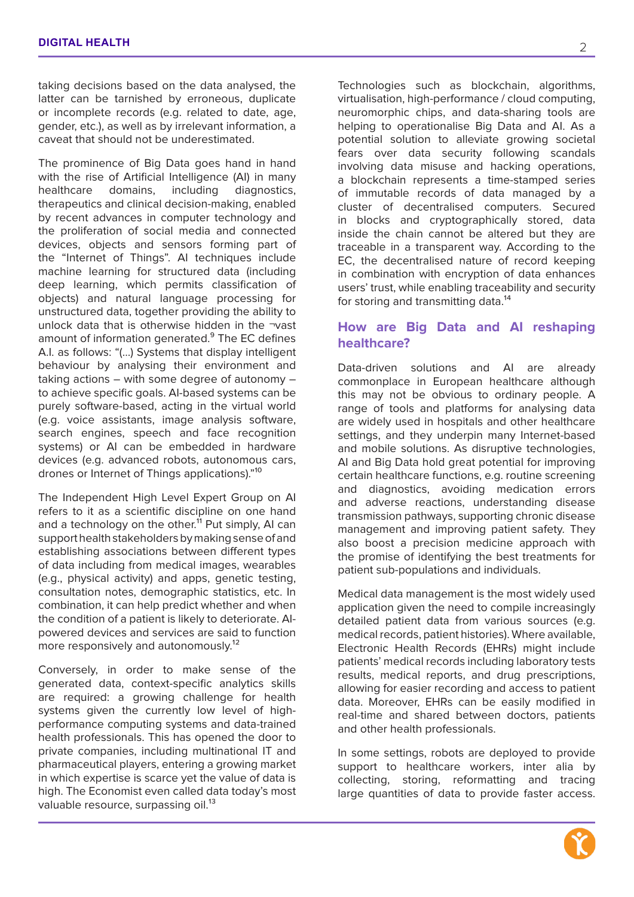taking decisions based on the data analysed, the latter can be tarnished by erroneous, duplicate or incomplete records (e.g. related to date, age, gender, etc.), as well as by irrelevant information, a caveat that should not be underestimated.

The prominence of Big Data goes hand in hand with the rise of Artificial Intelligence (AI) in many healthcare domains, including diagnostics, therapeutics and clinical decision-making, enabled by recent advances in computer technology and the proliferation of social media and connected devices, objects and sensors forming part of the "Internet of Things". AI techniques include machine learning for structured data (including deep learning, which permits classification of objects) and natural language processing for unstructured data, together providing the ability to unlock data that is otherwise hidden in the ¬vast amount of information generated.[9] The EC defines A.I. as follows: "(…) Systems that display intelligent behaviour by analysing their environment and taking actions – with some degree of autonomy – to achieve specific goals. AI-based systems can be purely software-based, acting in the virtual world (e.g. voice assistants, image analysis software, search engines, speech and face recognition systems) or AI can be embedded in hardware devices (e.g. advanced robots, autonomous cars, drones or Internet of Things applications)."[10]

The Independent High Level Expert Group on AI refers to it as a scientific discipline on one hand and a technology on the other.[11] Put simply, AI can support health stakeholders by making sense of and establishing associations between different types of data including from medical images, wearables (e.g., physical activity) and apps, genetic testing, consultation notes, demographic statistics, etc. In combination, it can help predict whether and when the condition of a patient is likely to deteriorate. AI-powered devices and services are said to function more responsively and autonomously.[12]

Conversely, in order to make sense of the generated data, context-specific analytics skills are required: a growing challenge for health systems given the currently low level of high-performance computing systems and data-trained health professionals. This has opened the door to private companies, including multinational IT and pharmaceutical players, entering a growing market in which expertise is scarce yet the value of data is high. The Economist even called data today's most valuable resource, surpassing oil.[13]

Technologies such as blockchain, algorithms, virtualisation, high-performance / cloud computing, neuromorphic chips, and data-sharing tools are helping to operationalise Big Data and AI. As a potential solution to alleviate growing societal fears over data security following scandals involving data misuse and hacking operations, a blockchain represents a time-stamped series of immutable records of data managed by a cluster of decentralised computers. Secured in blocks and cryptographically stored, data inside the chain cannot be altered but they are traceable in a transparent way. According to the EC, the decentralised nature of record keeping in combination with encryption of data enhances users' trust, while enabling traceability and security for storing and transmitting data.[14]

## How are Big Data and AI reshaping healthcare?

Data-driven solutions and AI are already commonplace in European healthcare although this may not be obvious to ordinary people. A range of tools and platforms for analysing data are widely used in hospitals and other healthcare settings, and they underpin many Internet-based and mobile solutions. As disruptive technologies, AI and Big Data hold great potential for improving certain healthcare functions, e.g. routine screening and diagnostics, avoiding medication errors and adverse reactions, understanding disease transmission pathways, supporting chronic disease management and improving patient safety. They also boost a precision medicine approach with the promise of identifying the best treatments for patient sub-populations and individuals.

Medical data management is the most widely used application given the need to compile increasingly detailed patient data from various sources (e.g. medical records, patient histories). Where available, Electronic Health Records (EHRs) might include patients' medical records including laboratory tests results, medical reports, and drug prescriptions, allowing for easier recording and access to patient data. Moreover, EHRs can be easily modified in real-time and shared between doctors, patients and other health professionals.

In some settings, robots are deployed to provide support to healthcare workers, inter alia by collecting, storing, reformatting and tracing large quantities of data to provide faster access.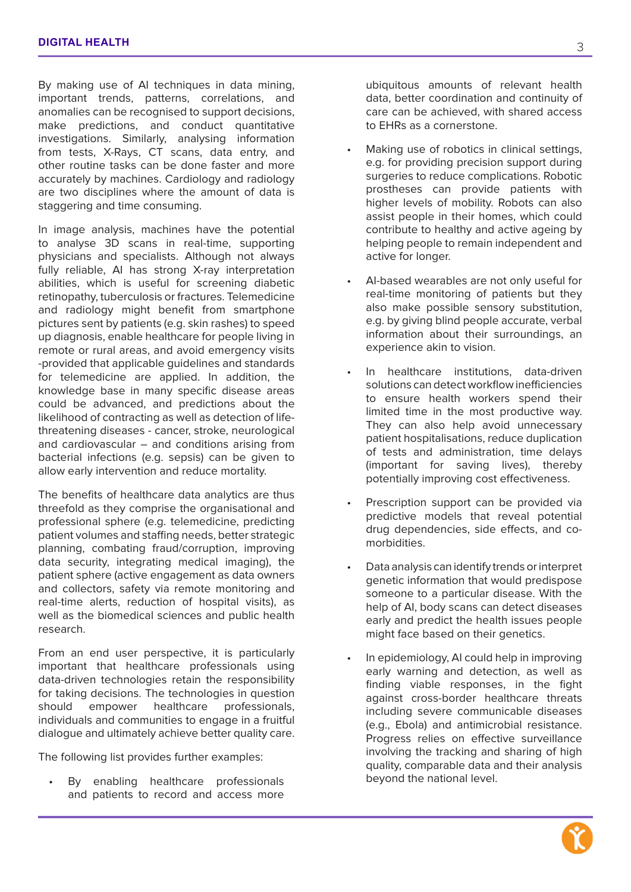By making use of AI techniques in data mining, important trends, patterns, correlations, and anomalies can be recognised to support decisions, make predictions, and conduct quantitative investigations. Similarly, analysing information from tests, X-Rays, CT scans, data entry, and other routine tasks can be done faster and more accurately by machines. Cardiology and radiology are two disciplines where the amount of data is staggering and time consuming.

In image analysis, machines have the potential to analyse 3D scans in real-time, supporting physicians and specialists. Although not always fully reliable, AI has strong X-ray interpretation abilities, which is useful for screening diabetic retinopathy, tuberculosis or fractures. Telemedicine and radiology might benefit from smartphone pictures sent by patients (e.g. skin rashes) to speed up diagnosis, enable healthcare for people living in remote or rural areas, and avoid emergency visits -provided that applicable guidelines and standards for telemedicine are applied. In addition, the knowledge base in many specific disease areas could be advanced, and predictions about the likelihood of contracting as well as detection of life-threatening diseases - cancer, stroke, neurological and cardiovascular – and conditions arising from bacterial infections (e.g. sepsis) can be given to allow early intervention and reduce mortality.

The benefits of healthcare data analytics are thus threefold as they comprise the organisational and professional sphere (e.g. telemedicine, predicting patient volumes and staffing needs, better strategic planning, combating fraud/corruption, improving data security, integrating medical imaging), the patient sphere (active engagement as data owners and collectors, safety via remote monitoring and real-time alerts, reduction of hospital visits), as well as the biomedical sciences and public health research.

From an end user perspective, it is particularly important that healthcare professionals using data-driven technologies retain the responsibility for taking decisions. The technologies in question should empower healthcare professionals, individuals and communities to engage in a fruitful dialogue and ultimately achieve better quality care.

The following list provides further examples:

- By enabling healthcare professionals and patients to record and access more ubiquitous amounts of relevant health data, better coordination and continuity of care can be achieved, with shared access to EHRs as a cornerstone.
- Making use of robotics in clinical settings, e.g. for providing precision support during surgeries to reduce complications. Robotic prostheses can provide patients with higher levels of mobility. Robots can also assist people in their homes, which could contribute to healthy and active ageing by helping people to remain independent and active for longer.
- AI-based wearables are not only useful for real-time monitoring of patients but they also make possible sensory substitution, e.g. by giving blind people accurate, verbal information about their surroundings, an experience akin to vision.
- In healthcare institutions, data-driven solutions can detect workflow inefficiencies to ensure health workers spend their limited time in the most productive way. They can also help avoid unnecessary patient hospitalisations, reduce duplication of tests and administration, time delays (important for saving lives), thereby potentially improving cost effectiveness.
- Prescription support can be provided via predictive models that reveal potential drug dependencies, side effects, and co-morbidities.
- Data analysis can identify trends or interpret genetic information that would predispose someone to a particular disease. With the help of AI, body scans can detect diseases early and predict the health issues people might face based on their genetics.
- In epidemiology, AI could help in improving early warning and detection, as well as finding viable responses, in the fight against cross-border healthcare threats including severe communicable diseases (e.g., Ebola) and antimicrobial resistance. Progress relies on effective surveillance involving the tracking and sharing of high quality, comparable data and their analysis beyond the national level.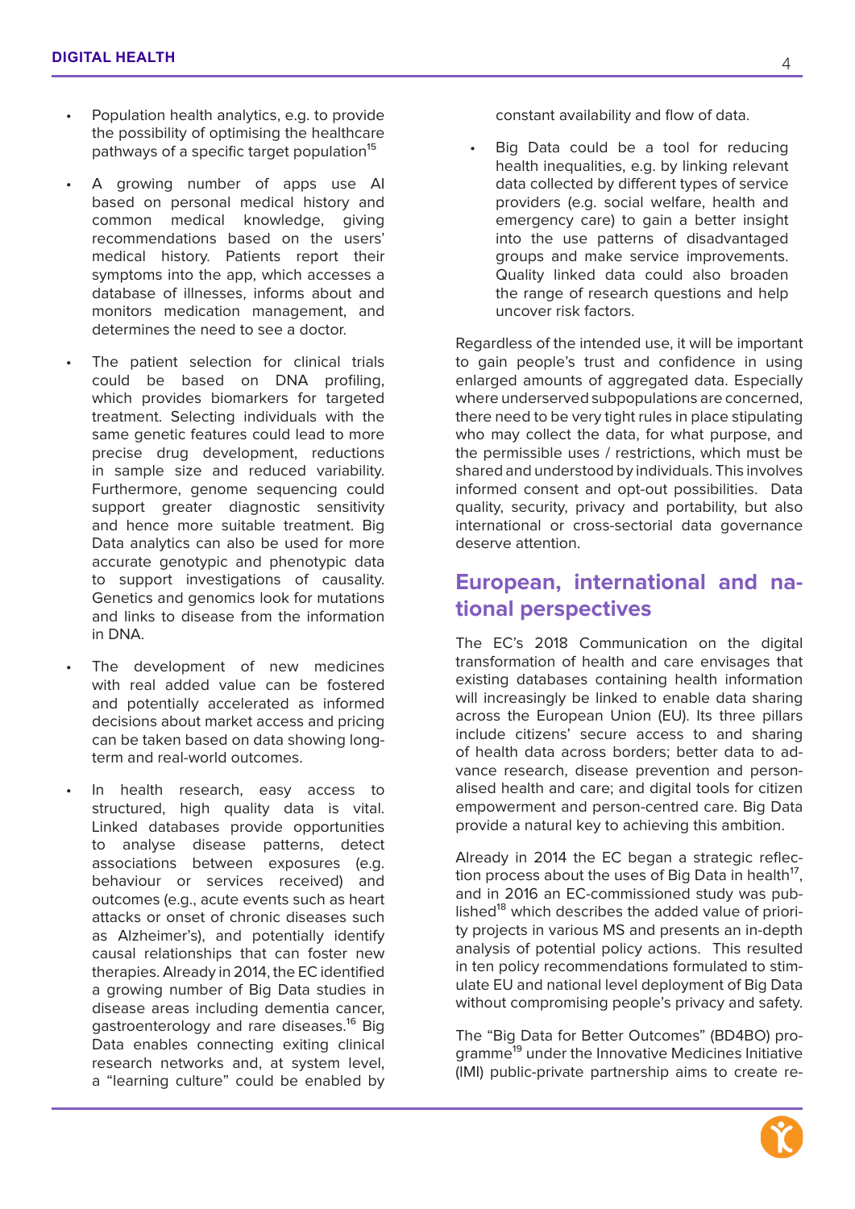- Population health analytics, e.g. to provide the possibility of optimising the healthcare pathways of a specific target population[15]

- A growing number of apps use AI based on personal medical history and common medical knowledge, giving recommendations based on the users' medical history. Patients report their symptoms into the app, which accesses a database of illnesses, informs about and monitors medication management, and determines the need to see a doctor.

- The patient selection for clinical trials could be based on DNA profiling, which provides biomarkers for targeted treatment. Selecting individuals with the same genetic features could lead to more precise drug development, reductions in sample size and reduced variability. Furthermore, genome sequencing could support greater diagnostic sensitivity and hence more suitable treatment. Big Data analytics can also be used for more accurate genotypic and phenotypic data to support investigations of causality. Genetics and genomics look for mutations and links to disease from the information in DNA.

- The development of new medicines with real added value can be fostered and potentially accelerated as informed decisions about market access and pricing can be taken based on data showing long-term and real-world outcomes.

- In health research, easy access to structured, high quality data is vital. Linked databases provide opportunities to analyse disease patterns, detect associations between exposures (e.g. behaviour or services received) and outcomes (e.g., acute events such as heart attacks or onset of chronic diseases such as Alzheimer's), and potentially identify causal relationships that can foster new therapies. Already in 2014, the EC identified a growing number of Big Data studies in disease areas including dementia cancer, gastroenterology and rare diseases.[16] Big Data enables connecting exiting clinical research networks and, at system level, a "learning culture" could be enabled by constant availability and flow of data.

- Big Data could be a tool for reducing health inequalities, e.g. by linking relevant data collected by different types of service providers (e.g. social welfare, health and emergency care) to gain a better insight into the use patterns of disadvantaged groups and make service improvements. Quality linked data could also broaden the range of research questions and help uncover risk factors.

Regardless of the intended use, it will be important to gain people's trust and confidence in using enlarged amounts of aggregated data. Especially where underserved subpopulations are concerned, there need to be very tight rules in place stipulating who may collect the data, for what purpose, and the permissible uses / restrictions, which must be shared and understood by individuals. This involves informed consent and opt-out possibilities. Data quality, security, privacy and portability, but also international or cross-sectorial data governance deserve attention.

## European, international and national perspectives

The EC's 2018 Communication on the digital transformation of health and care envisages that existing databases containing health information will increasingly be linked to enable data sharing across the European Union (EU). Its three pillars include citizens' secure access to and sharing of health data across borders; better data to advance research, disease prevention and personalised health and care; and digital tools for citizen empowerment and person-centred care. Big Data provide a natural key to achieving this ambition.

Already in 2014 the EC began a strategic reflection process about the uses of Big Data in health[17], and in 2016 an EC-commissioned study was published[18] which describes the added value of priority projects in various MS and presents an in-depth analysis of potential policy actions. This resulted in ten policy recommendations formulated to stimulate EU and national level deployment of Big Data without compromising people's privacy and safety.

The "Big Data for Better Outcomes" (BD4BO) programme[19] under the Innovative Medicines Initiative (IMI) public-private partnership aims to create re-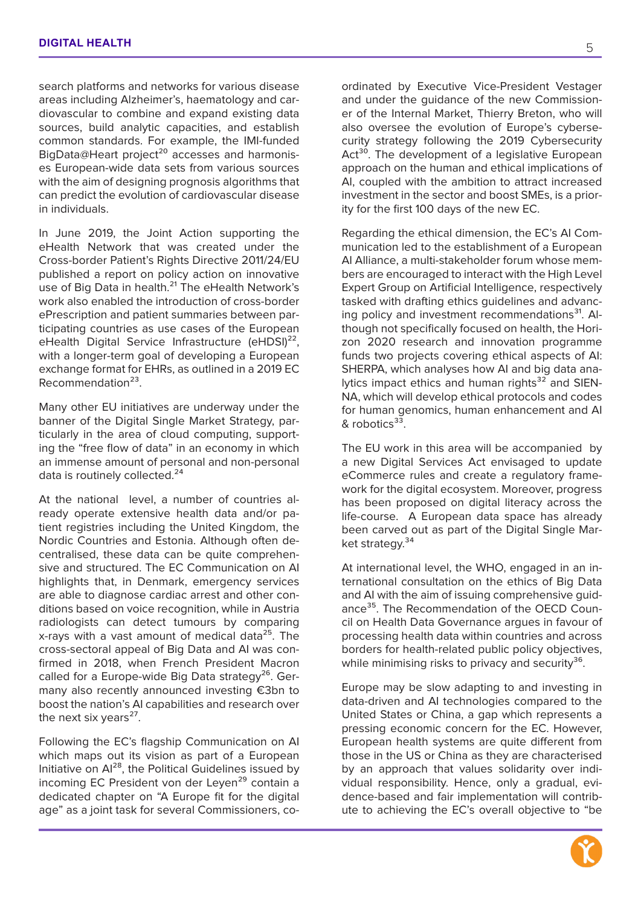search platforms and networks for various disease areas including Alzheimer's, haematology and cardiovascular to combine and expand existing data sources, build analytic capacities, and establish common standards. For example, the IMI-funded BigData@Heart project[20] accesses and harmonises European-wide data sets from various sources with the aim of designing prognosis algorithms that can predict the evolution of cardiovascular disease in individuals.

In June 2019, the Joint Action supporting the eHealth Network that was created under the Cross-border Patient's Rights Directive 2011/24/EU published a report on policy action on innovative use of Big Data in health.[21] The eHealth Network's work also enabled the introduction of cross-border ePrescription and patient summaries between participating countries as use cases of the European eHealth Digital Service Infrastructure (eHDSI)[22], with a longer-term goal of developing a European exchange format for EHRs, as outlined in a 2019 EC Recommendation[23].

Many other EU initiatives are underway under the banner of the Digital Single Market Strategy, particularly in the area of cloud computing, supporting the "free flow of data" in an economy in which an immense amount of personal and non-personal data is routinely collected.[24]

At the national level, a number of countries already operate extensive health data and/or patient registries including the United Kingdom, the Nordic Countries and Estonia. Although often decentralised, these data can be quite comprehensive and structured. The EC Communication on AI highlights that, in Denmark, emergency services are able to diagnose cardiac arrest and other conditions based on voice recognition, while in Austria radiologists can detect tumours by comparing x-rays with a vast amount of medical data[25]. The cross-sectoral appeal of Big Data and AI was confirmed in 2018, when French President Macron called for a Europe-wide Big Data strategy[26]. Germany also recently announced investing €3bn to boost the nation's AI capabilities and research over the next six years[27].

Following the EC's flagship Communication on AI which maps out its vision as part of a European Initiative on AI[28], the Political Guidelines issued by incoming EC President von der Leyen[29] contain a dedicated chapter on "A Europe fit for the digital age" as a joint task for several Commissioners, coordinated by Executive Vice-President Vestager and under the guidance of the new Commissioner of the Internal Market, Thierry Breton, who will also oversee the evolution of Europe's cybersecurity strategy following the 2019 Cybersecurity Act[30]. The development of a legislative European approach on the human and ethical implications of AI, coupled with the ambition to attract increased investment in the sector and boost SMEs, is a priority for the first 100 days of the new EC.

Regarding the ethical dimension, the EC's AI Communication led to the establishment of a European AI Alliance, a multi-stakeholder forum whose members are encouraged to interact with the High Level Expert Group on Artificial Intelligence, respectively tasked with drafting ethics guidelines and advancing policy and investment recommendations[31]. Although not specifically focused on health, the Horizon 2020 research and innovation programme funds two projects covering ethical aspects of AI: SHERPA, which analyses how AI and big data analytics impact ethics and human rights[32] and SIENNA, which will develop ethical protocols and codes for human genomics, human enhancement and AI & robotics[33].

The EU work in this area will be accompanied by a new Digital Services Act envisaged to update eCommerce rules and create a regulatory framework for the digital ecosystem. Moreover, progress has been proposed on digital literacy across the life-course. A European data space has already been carved out as part of the Digital Single Market strategy.[34]

At international level, the WHO, engaged in an international consultation on the ethics of Big Data and AI with the aim of issuing comprehensive guidance[35]. The Recommendation of the OECD Council on Health Data Governance argues in favour of processing health data within countries and across borders for health-related public policy objectives, while minimising risks to privacy and security[36].

Europe may be slow adapting to and investing in data-driven and AI technologies compared to the United States or China, a gap which represents a pressing economic concern for the EC. However, European health systems are quite different from those in the US or China as they are characterised by an approach that values solidarity over individual responsibility. Hence, only a gradual, evidence-based and fair implementation will contribute to achieving the EC's overall objective to "be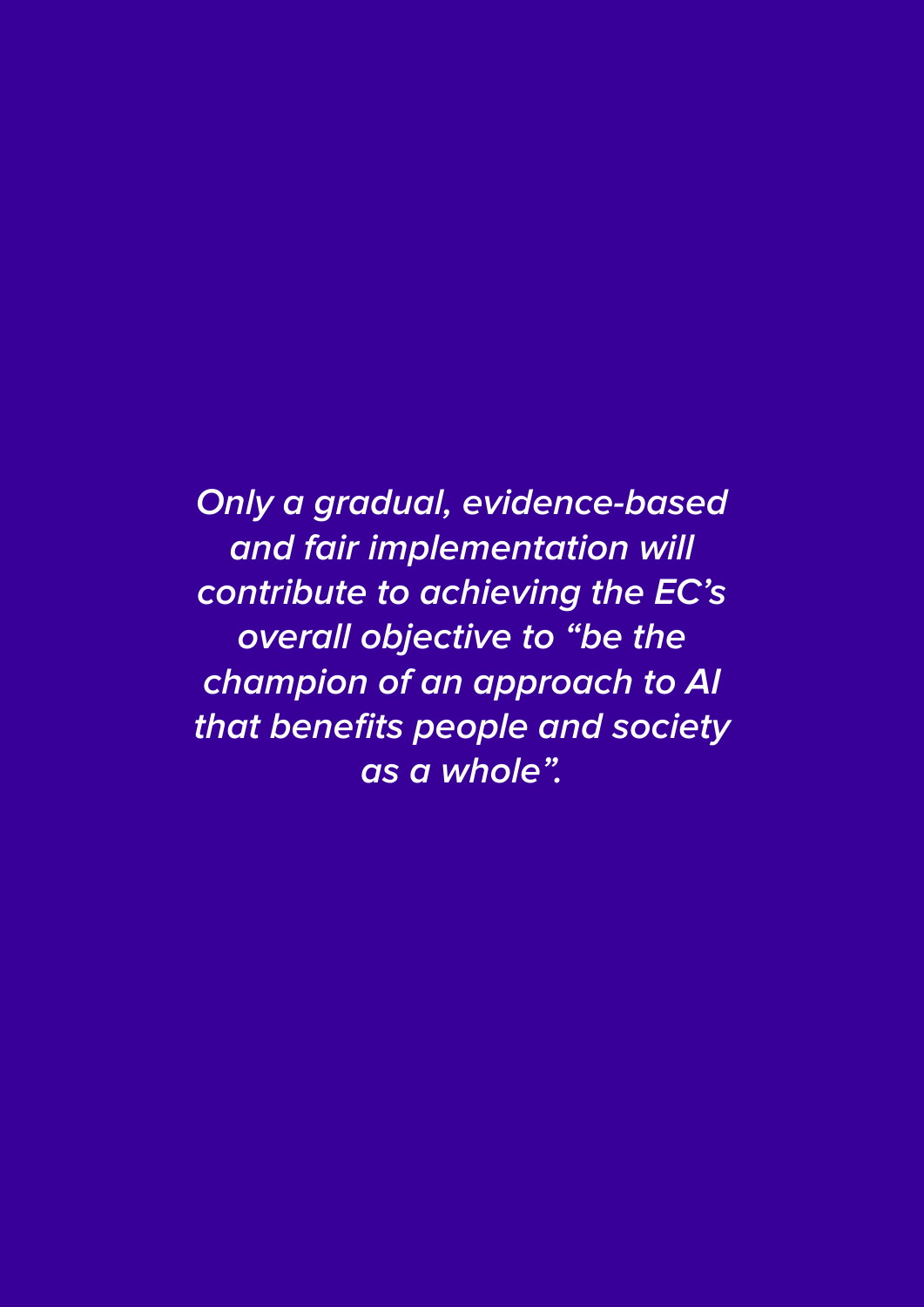***Only a gradual, evidence-based and fair implementation will contribute to achieving the EC's overall objective to "be the champion of an approach to AI that benefits people and society as a whole".***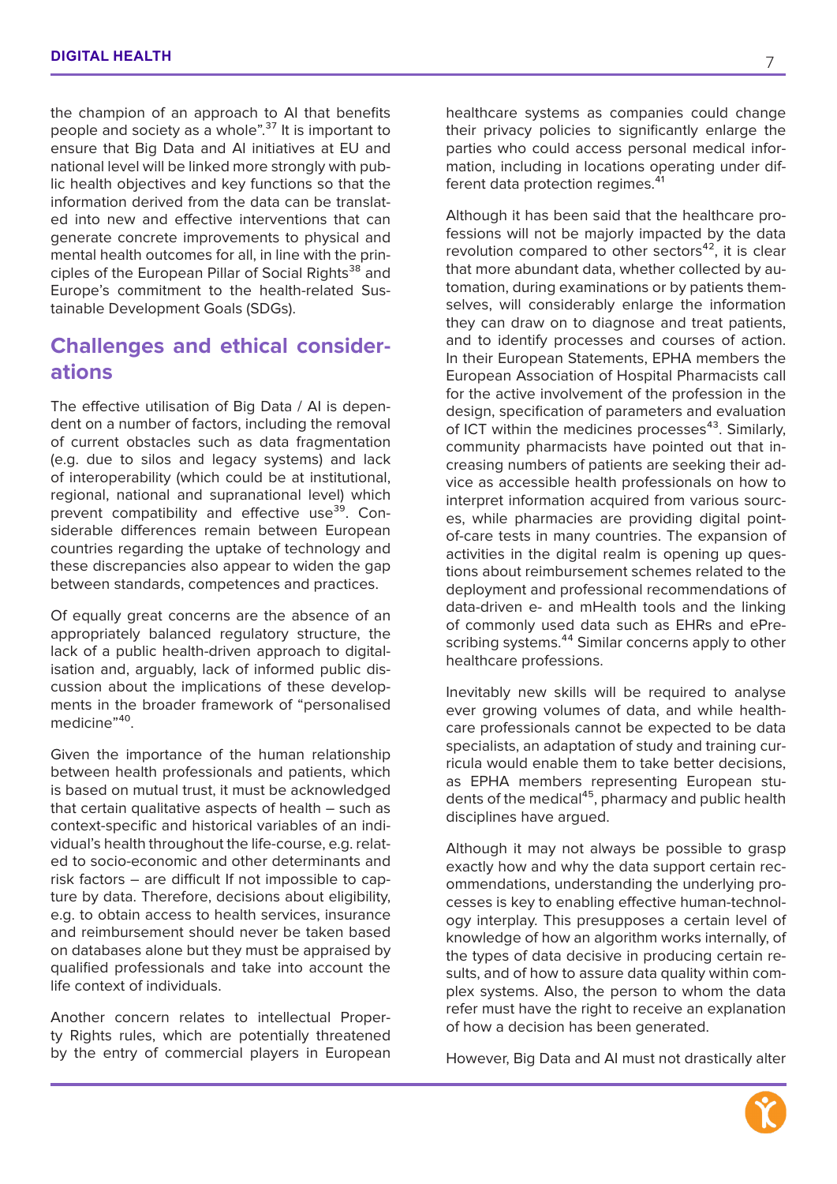the champion of an approach to AI that benefits people and society as a whole".[37] It is important to ensure that Big Data and AI initiatives at EU and national level will be linked more strongly with public health objectives and key functions so that the information derived from the data can be translated into new and effective interventions that can generate concrete improvements to physical and mental health outcomes for all, in line with the principles of the European Pillar of Social Rights[38] and Europe's commitment to the health-related Sustainable Development Goals (SDGs).

## Challenges and ethical considerations

The effective utilisation of Big Data / AI is dependent on a number of factors, including the removal of current obstacles such as data fragmentation (e.g. due to silos and legacy systems) and lack of interoperability (which could be at institutional, regional, national and supranational level) which prevent compatibility and effective use[39]. Considerable differences remain between European countries regarding the uptake of technology and these discrepancies also appear to widen the gap between standards, competences and practices.

Of equally great concerns are the absence of an appropriately balanced regulatory structure, the lack of a public health-driven approach to digitalisation and, arguably, lack of informed public discussion about the implications of these developments in the broader framework of "personalised medicine"[40].

Given the importance of the human relationship between health professionals and patients, which is based on mutual trust, it must be acknowledged that certain qualitative aspects of health – such as context-specific and historical variables of an individual's health throughout the life-course, e.g. related to socio-economic and other determinants and risk factors – are difficult If not impossible to capture by data. Therefore, decisions about eligibility, e.g. to obtain access to health services, insurance and reimbursement should never be taken based on databases alone but they must be appraised by qualified professionals and take into account the life context of individuals.

Another concern relates to intellectual Property Rights rules, which are potentially threatened by the entry of commercial players in European healthcare systems as companies could change their privacy policies to significantly enlarge the parties who could access personal medical information, including in locations operating under different data protection regimes.[41]

Although it has been said that the healthcare professions will not be majorly impacted by the data revolution compared to other sectors[42], it is clear that more abundant data, whether collected by automation, during examinations or by patients themselves, will considerably enlarge the information they can draw on to diagnose and treat patients, and to identify processes and courses of action. In their European Statements, EPHA members the European Association of Hospital Pharmacists call for the active involvement of the profession in the design, specification of parameters and evaluation of ICT within the medicines processes[43]. Similarly, community pharmacists have pointed out that increasing numbers of patients are seeking their advice as accessible health professionals on how to interpret information acquired from various sources, while pharmacies are providing digital point-of-care tests in many countries. The expansion of activities in the digital realm is opening up questions about reimbursement schemes related to the deployment and professional recommendations of data-driven e- and mHealth tools and the linking of commonly used data such as EHRs and ePrescribing systems.[44] Similar concerns apply to other healthcare professions.

Inevitably new skills will be required to analyse ever growing volumes of data, and while healthcare professionals cannot be expected to be data specialists, an adaptation of study and training curricula would enable them to take better decisions, as EPHA members representing European students of the medical[45], pharmacy and public health disciplines have argued.

Although it may not always be possible to grasp exactly how and why the data support certain recommendations, understanding the underlying processes is key to enabling effective human-technology interplay. This presupposes a certain level of knowledge of how an algorithm works internally, of the types of data decisive in producing certain results, and of how to assure data quality within complex systems. Also, the person to whom the data refer must have the right to receive an explanation of how a decision has been generated.

However, Big Data and AI must not drastically alter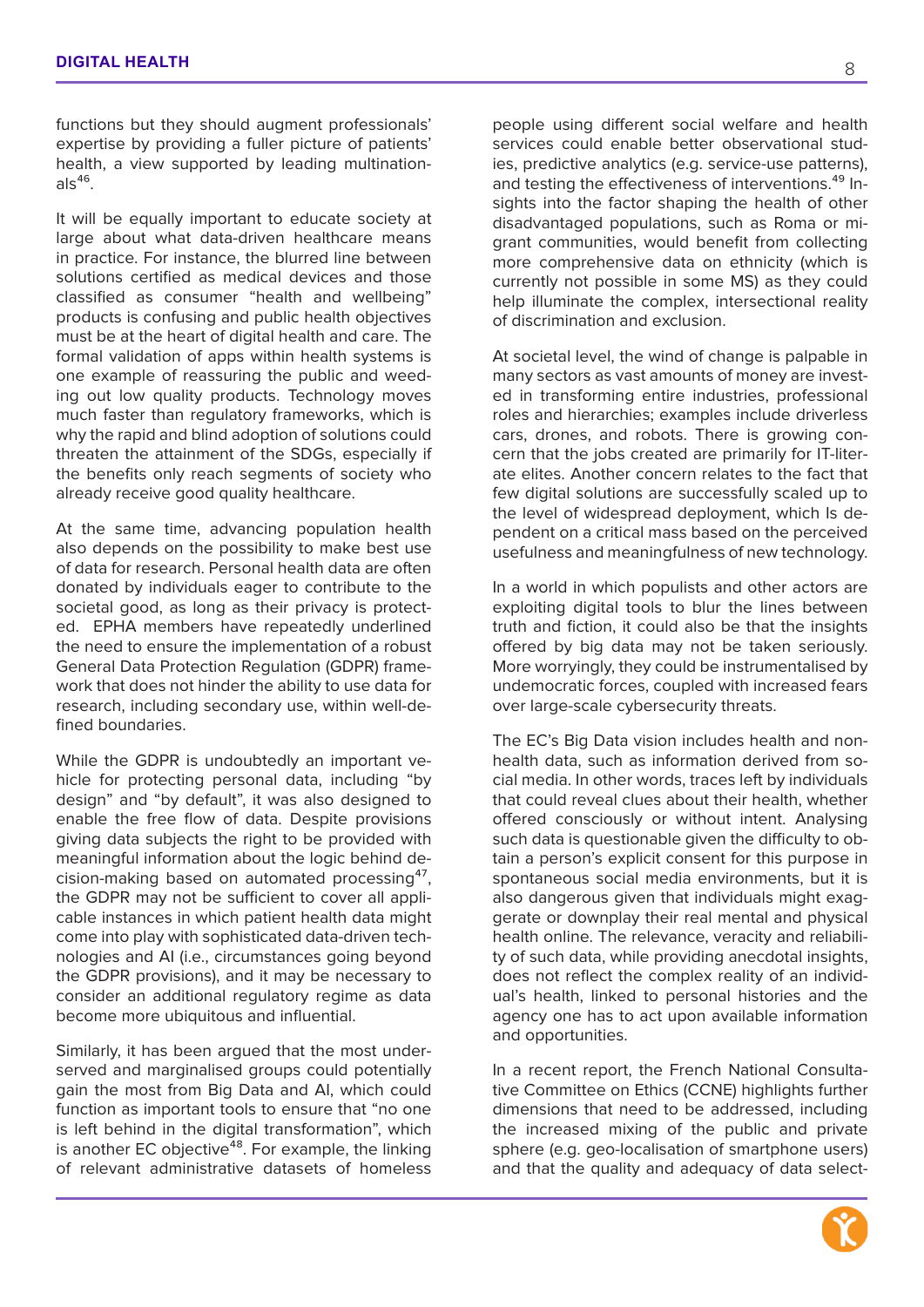functions but they should augment professionals' expertise by providing a fuller picture of patients' health, a view supported by leading multinationals[46].

It will be equally important to educate society at large about what data-driven healthcare means in practice. For instance, the blurred line between solutions certified as medical devices and those classified as consumer "health and wellbeing" products is confusing and public health objectives must be at the heart of digital health and care. The formal validation of apps within health systems is one example of reassuring the public and weeding out low quality products. Technology moves much faster than regulatory frameworks, which is why the rapid and blind adoption of solutions could threaten the attainment of the SDGs, especially if the benefits only reach segments of society who already receive good quality healthcare.

At the same time, advancing population health also depends on the possibility to make best use of data for research. Personal health data are often donated by individuals eager to contribute to the societal good, as long as their privacy is protected. EPHA members have repeatedly underlined the need to ensure the implementation of a robust General Data Protection Regulation (GDPR) framework that does not hinder the ability to use data for research, including secondary use, within well-defined boundaries.

While the GDPR is undoubtedly an important vehicle for protecting personal data, including "by design" and "by default", it was also designed to enable the free flow of data. Despite provisions giving data subjects the right to be provided with meaningful information about the logic behind decision-making based on automated processing[47], the GDPR may not be sufficient to cover all applicable instances in which patient health data might come into play with sophisticated data-driven technologies and AI (i.e., circumstances going beyond the GDPR provisions), and it may be necessary to consider an additional regulatory regime as data become more ubiquitous and influential.

Similarly, it has been argued that the most underserved and marginalised groups could potentially gain the most from Big Data and AI, which could function as important tools to ensure that "no one is left behind in the digital transformation", which is another EC objective[48]. For example, the linking of relevant administrative datasets of homeless people using different social welfare and health services could enable better observational studies, predictive analytics (e.g. service-use patterns), and testing the effectiveness of interventions.[49] Insights into the factor shaping the health of other disadvantaged populations, such as Roma or migrant communities, would benefit from collecting more comprehensive data on ethnicity (which is currently not possible in some MS) as they could help illuminate the complex, intersectional reality of discrimination and exclusion.

At societal level, the wind of change is palpable in many sectors as vast amounts of money are invested in transforming entire industries, professional roles and hierarchies; examples include driverless cars, drones, and robots. There is growing concern that the jobs created are primarily for IT-literate elites. Another concern relates to the fact that few digital solutions are successfully scaled up to the level of widespread deployment, which Is dependent on a critical mass based on the perceived usefulness and meaningfulness of new technology.

In a world in which populists and other actors are exploiting digital tools to blur the lines between truth and fiction, it could also be that the insights offered by big data may not be taken seriously. More worryingly, they could be instrumentalised by undemocratic forces, coupled with increased fears over large-scale cybersecurity threats.

The EC's Big Data vision includes health and non-health data, such as information derived from social media. In other words, traces left by individuals that could reveal clues about their health, whether offered consciously or without intent. Analysing such data is questionable given the difficulty to obtain a person's explicit consent for this purpose in spontaneous social media environments, but it is also dangerous given that individuals might exaggerate or downplay their real mental and physical health online. The relevance, veracity and reliability of such data, while providing anecdotal insights, does not reflect the complex reality of an individual's health, linked to personal histories and the agency one has to act upon available information and opportunities.

In a recent report, the French National Consultative Committee on Ethics (CCNE) highlights further dimensions that need to be addressed, including the increased mixing of the public and private sphere (e.g. geo-localisation of smartphone users) and that the quality and adequacy of data select-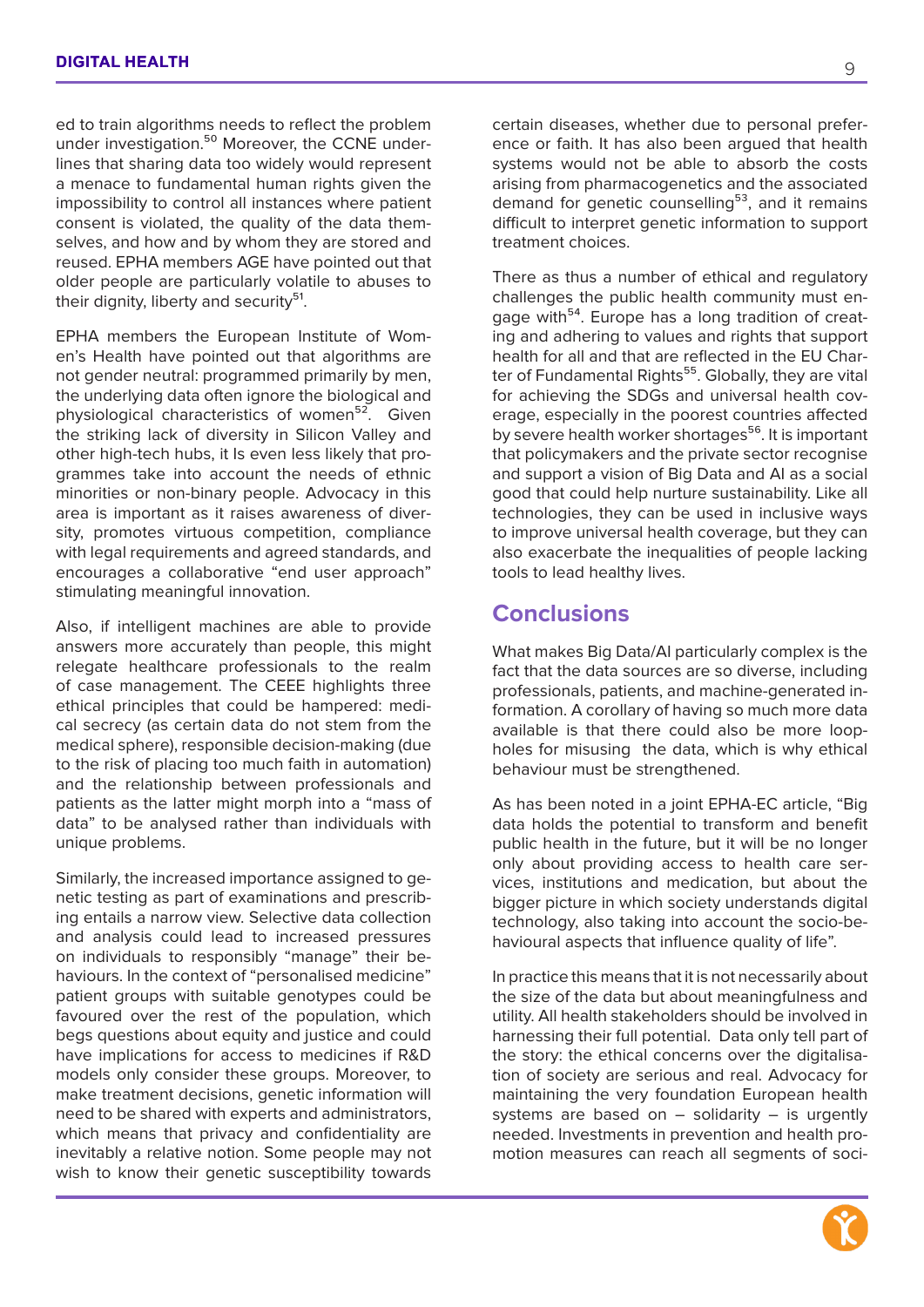ed to train algorithms needs to reflect the problem under investigation.[50] Moreover, the CCNE underlines that sharing data too widely would represent a menace to fundamental human rights given the impossibility to control all instances where patient consent is violated, the quality of the data themselves, and how and by whom they are stored and reused. EPHA members AGE have pointed out that older people are particularly volatile to abuses to their dignity, liberty and security[51].

EPHA members the European Institute of Women's Health have pointed out that algorithms are not gender neutral: programmed primarily by men, the underlying data often ignore the biological and physiological characteristics of women[52]. Given the striking lack of diversity in Silicon Valley and other high-tech hubs, it Is even less likely that programmes take into account the needs of ethnic minorities or non-binary people. Advocacy in this area is important as it raises awareness of diversity, promotes virtuous competition, compliance with legal requirements and agreed standards, and encourages a collaborative "end user approach" stimulating meaningful innovation.

Also, if intelligent machines are able to provide answers more accurately than people, this might relegate healthcare professionals to the realm of case management. The CEEE highlights three ethical principles that could be hampered: medical secrecy (as certain data do not stem from the medical sphere), responsible decision-making (due to the risk of placing too much faith in automation) and the relationship between professionals and patients as the latter might morph into a "mass of data" to be analysed rather than individuals with unique problems.

Similarly, the increased importance assigned to genetic testing as part of examinations and prescribing entails a narrow view. Selective data collection and analysis could lead to increased pressures on individuals to responsibly "manage" their behaviours. In the context of "personalised medicine" patient groups with suitable genotypes could be favoured over the rest of the population, which begs questions about equity and justice and could have implications for access to medicines if R&D models only consider these groups. Moreover, to make treatment decisions, genetic information will need to be shared with experts and administrators, which means that privacy and confidentiality are inevitably a relative notion. Some people may not wish to know their genetic susceptibility towards certain diseases, whether due to personal preference or faith. It has also been argued that health systems would not be able to absorb the costs arising from pharmacogenetics and the associated demand for genetic counselling[53], and it remains difficult to interpret genetic information to support treatment choices.

There as thus a number of ethical and regulatory challenges the public health community must engage with[54]. Europe has a long tradition of creating and adhering to values and rights that support health for all and that are reflected in the EU Charter of Fundamental Rights[55]. Globally, they are vital for achieving the SDGs and universal health coverage, especially in the poorest countries affected by severe health worker shortages[56]. It is important that policymakers and the private sector recognise and support a vision of Big Data and AI as a social good that could help nurture sustainability. Like all technologies, they can be used in inclusive ways to improve universal health coverage, but they can also exacerbate the inequalities of people lacking tools to lead healthy lives.

## Conclusions

What makes Big Data/AI particularly complex is the fact that the data sources are so diverse, including professionals, patients, and machine-generated information. A corollary of having so much more data available is that there could also be more loopholes for misusing the data, which is why ethical behaviour must be strengthened.

As has been noted in a joint EPHA-EC article, "Big data holds the potential to transform and benefit public health in the future, but it will be no longer only about providing access to health care services, institutions and medication, but about the bigger picture in which society understands digital technology, also taking into account the socio-behavioural aspects that influence quality of life".

In practice this means that it is not necessarily about the size of the data but about meaningfulness and utility. All health stakeholders should be involved in harnessing their full potential. Data only tell part of the story: the ethical concerns over the digitalisation of society are serious and real. Advocacy for maintaining the very foundation European health systems are based on – solidarity – is urgently needed. Investments in prevention and health promotion measures can reach all segments of soci-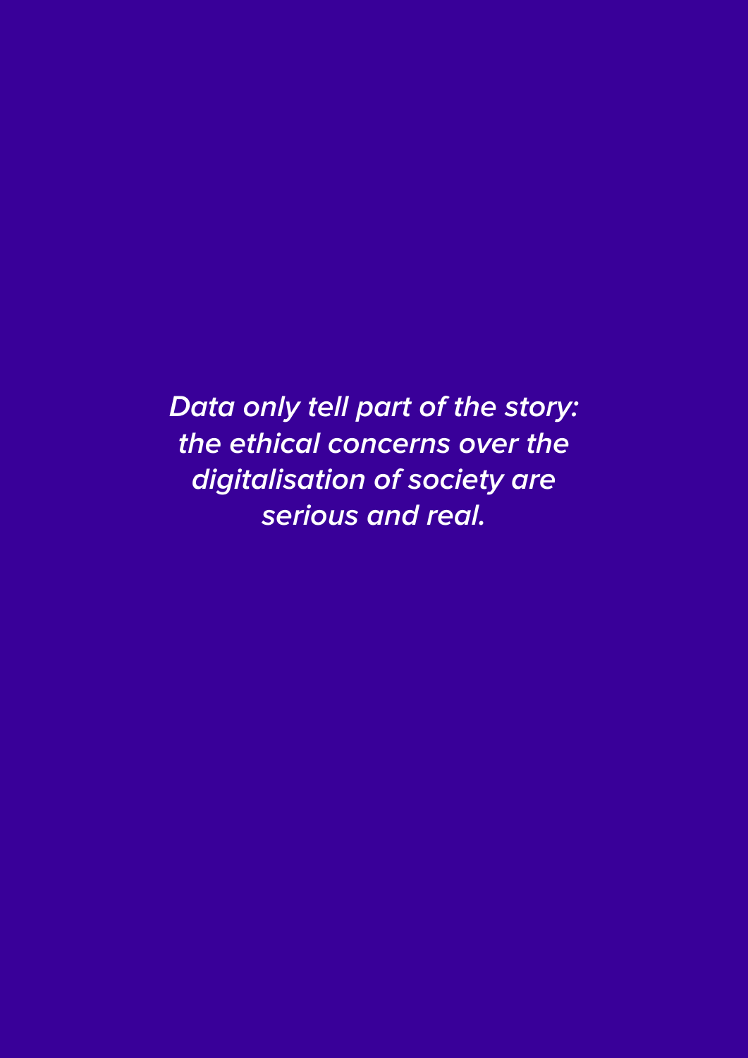***Data only tell part of the story: the ethical concerns over the digitalisation of society are serious and real.***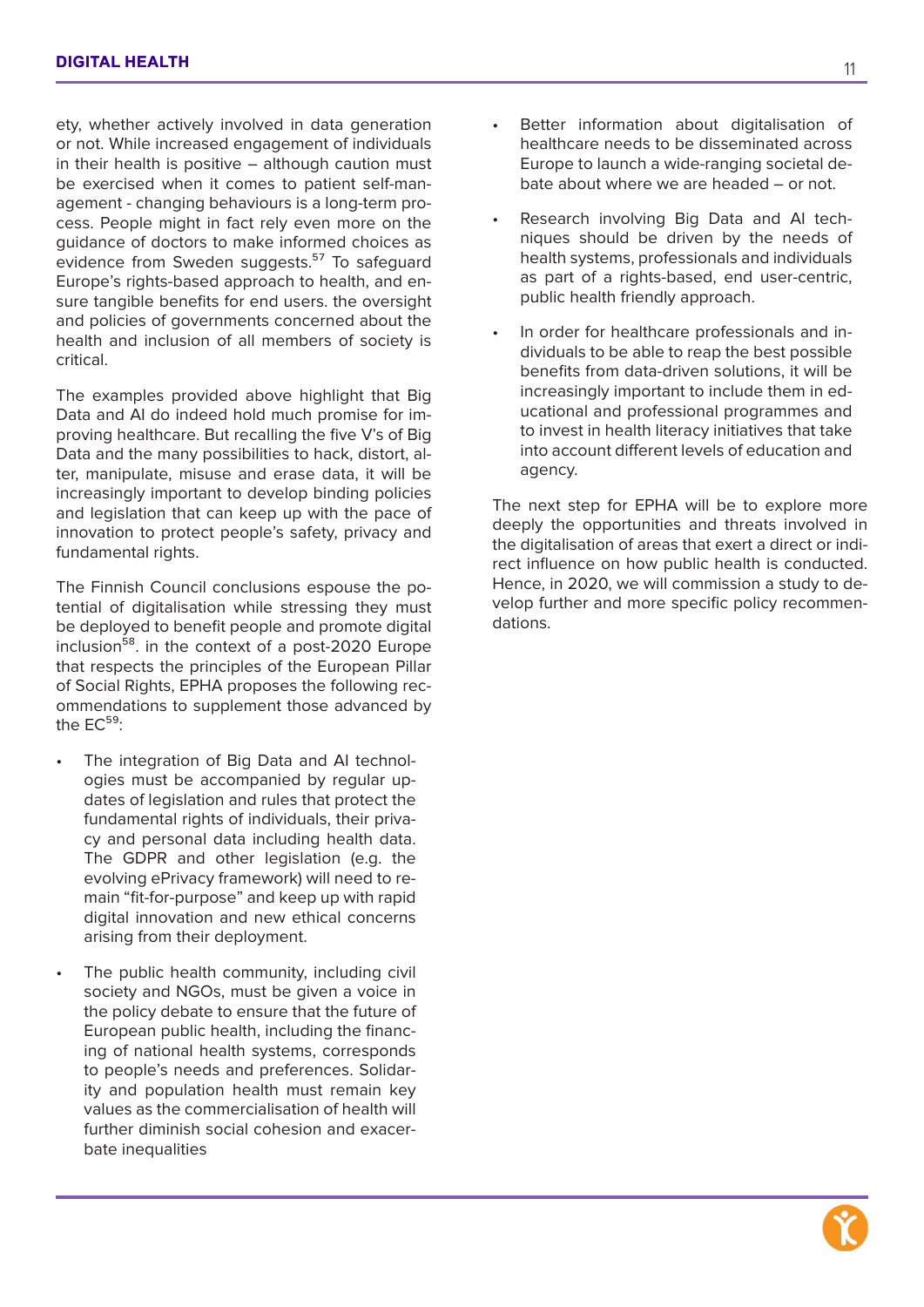ety, whether actively involved in data generation or not. While increased engagement of individuals in their health is positive – although caution must be exercised when it comes to patient self-management - changing behaviours is a long-term process. People might in fact rely even more on the guidance of doctors to make informed choices as evidence from Sweden suggests.[57] To safeguard Europe's rights-based approach to health, and ensure tangible benefits for end users. the oversight and policies of governments concerned about the health and inclusion of all members of society is critical.

The examples provided above highlight that Big Data and AI do indeed hold much promise for improving healthcare. But recalling the five V's of Big Data and the many possibilities to hack, distort, alter, manipulate, misuse and erase data, it will be increasingly important to develop binding policies and legislation that can keep up with the pace of innovation to protect people's safety, privacy and fundamental rights.

The Finnish Council conclusions espouse the potential of digitalisation while stressing they must be deployed to benefit people and promote digital inclusion[58]. in the context of a post-2020 Europe that respects the principles of the European Pillar of Social Rights, EPHA proposes the following recommendations to supplement those advanced by the EC[59]:

- The integration of Big Data and AI technologies must be accompanied by regular updates of legislation and rules that protect the fundamental rights of individuals, their privacy and personal data including health data. The GDPR and other legislation (e.g. the evolving ePrivacy framework) will need to remain "fit-for-purpose" and keep up with rapid digital innovation and new ethical concerns arising from their deployment.

- The public health community, including civil society and NGOs, must be given a voice in the policy debate to ensure that the future of European public health, including the financing of national health systems, corresponds to people's needs and preferences. Solidarity and population health must remain key values as the commercialisation of health will further diminish social cohesion and exacerbate inequalities

- Better information about digitalisation of healthcare needs to be disseminated across Europe to launch a wide-ranging societal debate about where we are headed – or not.

- Research involving Big Data and AI techniques should be driven by the needs of health systems, professionals and individuals as part of a rights-based, end user-centric, public health friendly approach.

- In order for healthcare professionals and individuals to be able to reap the best possible benefits from data-driven solutions, it will be increasingly important to include them in educational and professional programmes and to invest in health literacy initiatives that take into account different levels of education and agency.

The next step for EPHA will be to explore more deeply the opportunities and threats involved in the digitalisation of areas that exert a direct or indirect influence on how public health is conducted. Hence, in 2020, we will commission a study to develop further and more specific policy recommendations.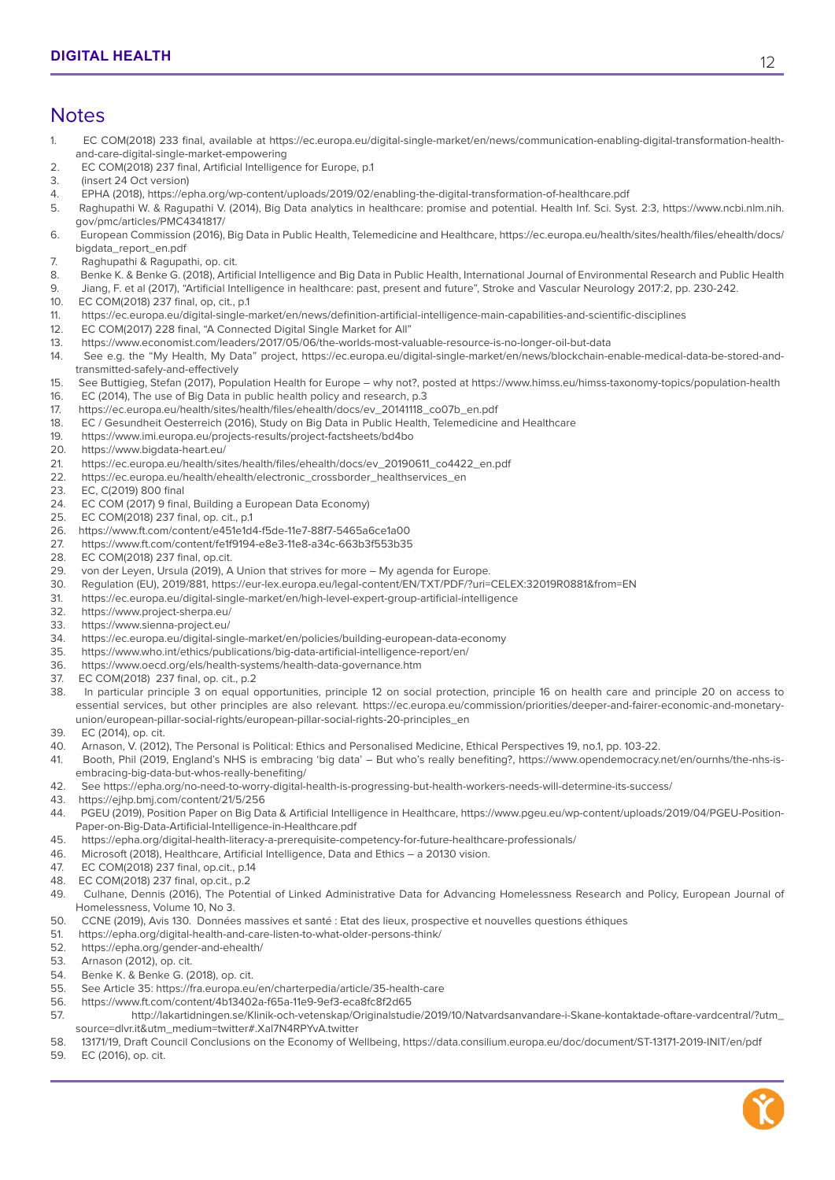## Notes

1. EC COM(2018) 233 final, available at https://ec.europa.eu/digital-single-market/en/news/communication-enabling-digital-transformation-health-and-care-digital-single-market-empowering
2. EC COM(2018) 237 final, Artificial Intelligence for Europe, p.1
3. (insert 24 Oct version)
4. EPHA (2018), https://epha.org/wp-content/uploads/2019/02/enabling-the-digital-transformation-of-healthcare.pdf
5. Raghupathi W. & Ragupathi V. (2014), Big Data analytics in healthcare: promise and potential. Health Inf. Sci. Syst. 2:3, https://www.ncbi.nlm.nih.gov/pmc/articles/PMC4341817/
6. European Commission (2016), Big Data in Public Health, Telemedicine and Healthcare, https://ec.europa.eu/health/sites/health/files/ehealth/docs/bigdata_report_en.pdf
7. Raghupathi & Ragupathi, op. cit.
8. Benke K. & Benke G. (2018), Artificial Intelligence and Big Data in Public Health, International Journal of Environmental Research and Public Health
9. Jiang, F. et al (2017), "Artificial Intelligence in healthcare: past, present and future", Stroke and Vascular Neurology 2017:2, pp. 230-242.
10. EC COM(2018) 237 final, op, cit., p.1
11. https://ec.europa.eu/digital-single-market/en/news/definition-artificial-intelligence-main-capabilities-and-scientific-disciplines
12. EC COM(2017) 228 final, "A Connected Digital Single Market for All"
13. https://www.economist.com/leaders/2017/05/06/the-worlds-most-valuable-resource-is-no-longer-oil-but-data
14. See e.g. the "My Health, My Data" project, https://ec.europa.eu/digital-single-market/en/news/blockchain-enable-medical-data-be-stored-and-transmitted-safely-and-effectively
15. See Buttigieg, Stefan (2017), Population Health for Europe – why not?, posted at https://www.himss.eu/himss-taxonomy-topics/population-health
16. EC (2014), The use of Big Data in public health policy and research, p.3
17. https://ec.europa.eu/health/sites/health/files/ehealth/docs/ev_20141118_co07b_en.pdf
18. EC / Gesundheit Oesterreich (2016), Study on Big Data in Public Health, Telemedicine and Healthcare
19. https://www.imi.europa.eu/projects-results/project-factsheets/bd4bo
20. https://www.bigdata-heart.eu/
21. https://ec.europa.eu/health/sites/health/files/ehealth/docs/ev_20190611_co4422_en.pdf
22. https://ec.europa.eu/health/ehealth/electronic_crossborder_healthservices_en
23. EC, C(2019) 800 final
24. EC COM (2017) 9 final, Building a European Data Economy)
25. EC COM(2018) 237 final, op. cit., p.1
26. https://www.ft.com/content/e451e1d4-f5de-11e7-88f7-5465a6ce1a00
27. https://www.ft.com/content/fe1f9194-e8e3-11e8-a34c-663b3f553b35
28. EC COM(2018) 237 final, op.cit.
29. von der Leyen, Ursula (2019), A Union that strives for more – My agenda for Europe.
30. Regulation (EU), 2019/881, https://eur-lex.europa.eu/legal-content/EN/TXT/PDF/?uri=CELEX:32019R0881&from=EN
31. https://ec.europa.eu/digital-single-market/en/high-level-expert-group-artificial-intelligence
32. https://www.project-sherpa.eu/
33. https://www.sienna-project.eu/
34. https://ec.europa.eu/digital-single-market/en/policies/building-european-data-economy
35. https://www.who.int/ethics/publications/big-data-artificial-intelligence-report/en/
36. https://www.oecd.org/els/health-systems/health-data-governance.htm
37. EC COM(2018) 237 final, op. cit., p.2
38. In particular principle 3 on equal opportunities, principle 12 on social protection, principle 16 on health care and principle 20 on access to essential services, but other principles are also relevant. https://ec.europa.eu/commission/priorities/deeper-and-fairer-economic-and-monetary-union/european-pillar-social-rights/european-pillar-social-rights-20-principles_en
39. EC (2014), op. cit.
40. Arnason, V. (2012), The Personal is Political: Ethics and Personalised Medicine, Ethical Perspectives 19, no.1, pp. 103-22.
41. Booth, Phil (2019, England's NHS is embracing 'big data' – But who's really benefiting?, https://www.opendemocracy.net/en/ournhs/the-nhs-is-embracing-big-data-but-whos-really-benefiting/
42. See https://epha.org/no-need-to-worry-digital-health-is-progressing-but-health-workers-needs-will-determine-its-success/
43. https://ejhp.bmj.com/content/21/5/256
44. PGEU (2019), Position Paper on Big Data & Artificial Intelligence in Healthcare, https://www.pgeu.eu/wp-content/uploads/2019/04/PGEU-Position-Paper-on-Big-Data-Artificial-Intelligence-in-Healthcare.pdf
45. https://epha.org/digital-health-literacy-a-prerequisite-competency-for-future-healthcare-professionals/
46. Microsoft (2018), Healthcare, Artificial Intelligence, Data and Ethics – a 20130 vision.
47. EC COM(2018) 237 final, op.cit., p.14
48. EC COM(2018) 237 final, op.cit., p.2
49. Culhane, Dennis (2016), The Potential of Linked Administrative Data for Advancing Homelessness Research and Policy, European Journal of Homelessness, Volume 10, No 3.
50. CCNE (2019), Avis 130. Données massives et santé : Etat des lieux, prospective et nouvelles questions éthiques
51. https://epha.org/digital-health-and-care-listen-to-what-older-persons-think/
52. https://epha.org/gender-and-ehealth/
53. Arnason (2012), op. cit.
54. Benke K. & Benke G. (2018), op. cit.
55. See Article 35: https://fra.europa.eu/en/charterpedia/article/35-health-care
56. https://www.ft.com/content/4b13402a-f65a-11e9-9ef3-eca8fc8f2d65
57. http://lakartidningen.se/Klinik-och-vetenskap/Originalstudie/2019/10/Natvardsanvandare-i-Skane-kontaktade-oftare-vardcentral/?utm_source=dlvr.it&utm_medium=twitter#.Xal7N4RPYvA.twitter
58. 13171/19, Draft Council Conclusions on the Economy of Wellbeing, https://data.consilium.europa.eu/doc/document/ST-13171-2019-INIT/en/pdf
59. EC (2016), op. cit.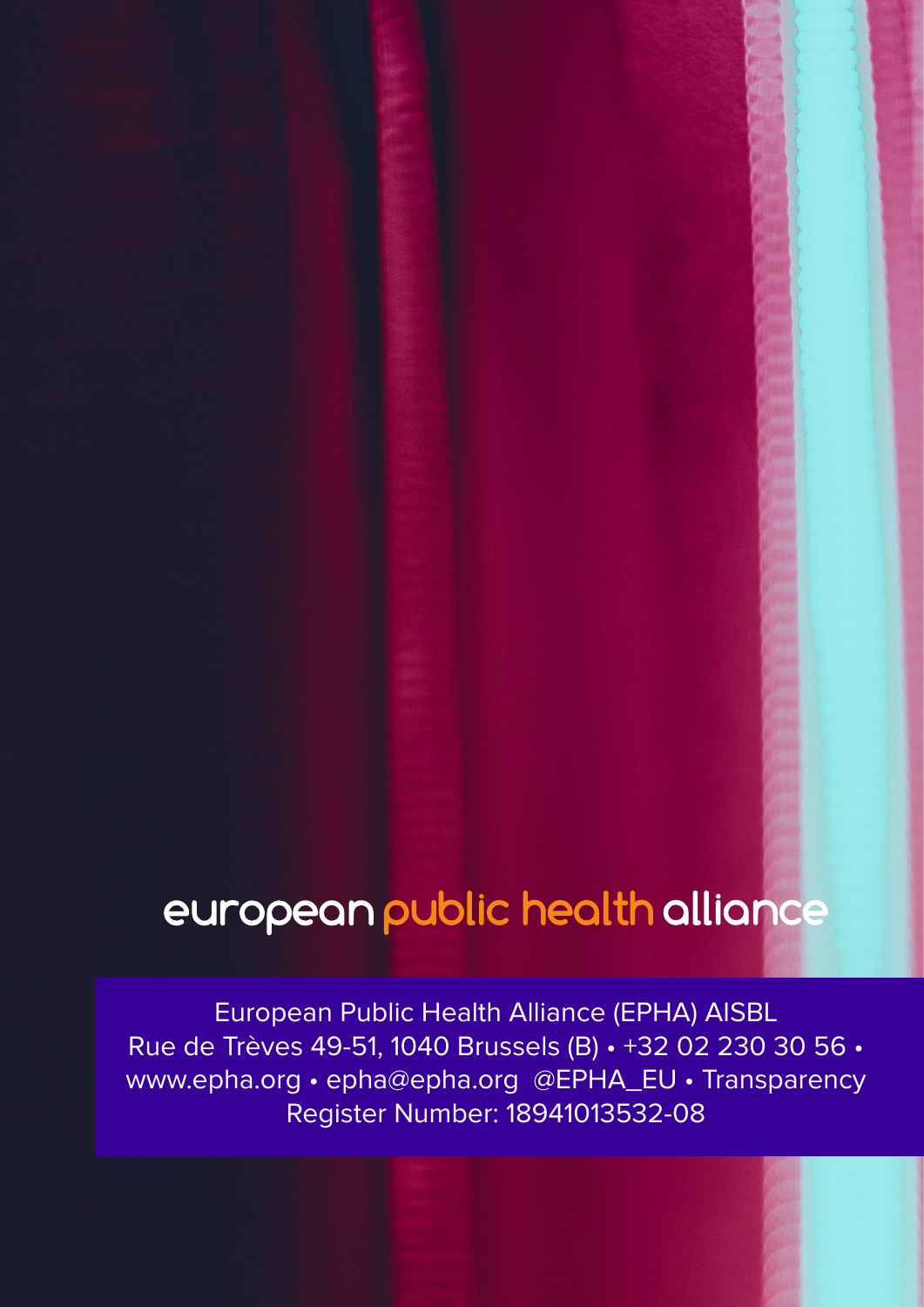european public health alliance

European Public Health Alliance (EPHA) AISBL
Rue de Trèves 49-51, 1040 Brussels (B) • +32 02 230 30 56 •
www.epha.org • epha@epha.org @EPHA_EU • Transparency
Register Number: 18941013532-08